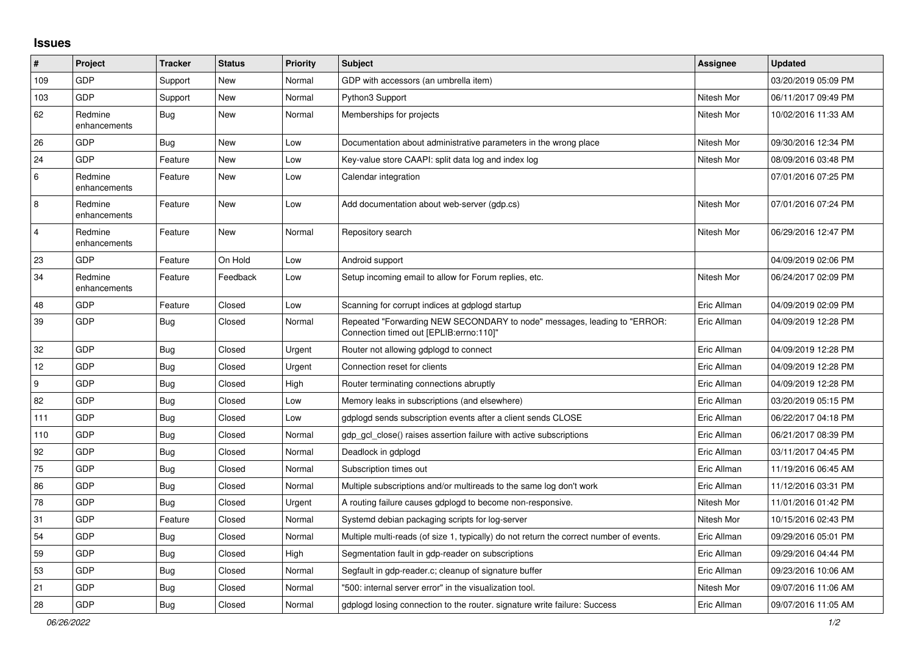## Issues

| # | Project | Tracker | Status | Priority | Subject | Assignee | Updated |
|---|---|---|---|---|---|---|---|
| 109 | GDP | Support | New | Normal | GDP with accessors (an umbrella item) | | 03/20/2019 05:09 PM |
| 103 | GDP | Support | New | Normal | Python3 Support | Nitesh Mor | 06/11/2017 09:49 PM |
| 62 | Redmine enhancements | Bug | New | Normal | Memberships for projects | Nitesh Mor | 10/02/2016 11:33 AM |
| 26 | GDP | Bug | New | Low | Documentation about administrative parameters in the wrong place | Nitesh Mor | 09/30/2016 12:34 PM |
| 24 | GDP | Feature | New | Low | Key-value store CAAPI: split data log and index log | Nitesh Mor | 08/09/2016 03:48 PM |
| 6 | Redmine enhancements | Feature | New | Low | Calendar integration | | 07/01/2016 07:25 PM |
| 8 | Redmine enhancements | Feature | New | Low | Add documentation about web-server (gdp.cs) | Nitesh Mor | 07/01/2016 07:24 PM |
| 4 | Redmine enhancements | Feature | New | Normal | Repository search | Nitesh Mor | 06/29/2016 12:47 PM |
| 23 | GDP | Feature | On Hold | Low | Android support | | 04/09/2019 02:06 PM |
| 34 | Redmine enhancements | Feature | Feedback | Low | Setup incoming email to allow for Forum replies, etc. | Nitesh Mor | 06/24/2017 02:09 PM |
| 48 | GDP | Feature | Closed | Low | Scanning for corrupt indices at gdplogd startup | Eric Allman | 04/09/2019 02:09 PM |
| 39 | GDP | Bug | Closed | Normal | Repeated "Forwarding NEW SECONDARY to node" messages, leading to "ERROR: Connection timed out [EPLIB:errno:110]" | Eric Allman | 04/09/2019 12:28 PM |
| 32 | GDP | Bug | Closed | Urgent | Router not allowing gdplogd to connect | Eric Allman | 04/09/2019 12:28 PM |
| 12 | GDP | Bug | Closed | Urgent | Connection reset for clients | Eric Allman | 04/09/2019 12:28 PM |
| 9 | GDP | Bug | Closed | High | Router terminating connections abruptly | Eric Allman | 04/09/2019 12:28 PM |
| 82 | GDP | Bug | Closed | Low | Memory leaks in subscriptions (and elsewhere) | Eric Allman | 03/20/2019 05:15 PM |
| 111 | GDP | Bug | Closed | Low | gdplogd sends subscription events after a client sends CLOSE | Eric Allman | 06/22/2017 04:18 PM |
| 110 | GDP | Bug | Closed | Normal | gdp_gcl_close() raises assertion failure with active subscriptions | Eric Allman | 06/21/2017 08:39 PM |
| 92 | GDP | Bug | Closed | Normal | Deadlock in gdplogd | Eric Allman | 03/11/2017 04:45 PM |
| 75 | GDP | Bug | Closed | Normal | Subscription times out | Eric Allman | 11/19/2016 06:45 AM |
| 86 | GDP | Bug | Closed | Normal | Multiple subscriptions and/or multireads to the same log don't work | Eric Allman | 11/12/2016 03:31 PM |
| 78 | GDP | Bug | Closed | Urgent | A routing failure causes gdplogd to become non-responsive. | Nitesh Mor | 11/01/2016 01:42 PM |
| 31 | GDP | Feature | Closed | Normal | Systemd debian packaging scripts for log-server | Nitesh Mor | 10/15/2016 02:43 PM |
| 54 | GDP | Bug | Closed | Normal | Multiple multi-reads (of size 1, typically) do not return the correct number of events. | Eric Allman | 09/29/2016 05:01 PM |
| 59 | GDP | Bug | Closed | High | Segmentation fault in gdp-reader on subscriptions | Eric Allman | 09/29/2016 04:44 PM |
| 53 | GDP | Bug | Closed | Normal | Segfault in gdp-reader.c; cleanup of signature buffer | Eric Allman | 09/23/2016 10:06 AM |
| 21 | GDP | Bug | Closed | Normal | "500: internal server error" in the visualization tool. | Nitesh Mor | 09/07/2016 11:06 AM |
| 28 | GDP | Bug | Closed | Normal | gdplogd losing connection to the router. signature write failure: Success | Eric Allman | 09/07/2016 11:05 AM |

*06/26/2022*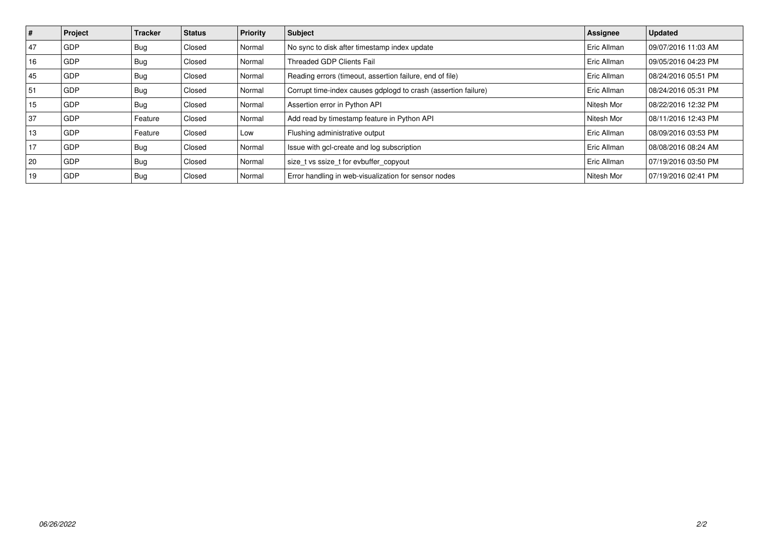| # | Project | Tracker | Status | Priority | Subject | Assignee | Updated |
|---|---|---|---|---|---|---|---|
| 47 | GDP | Bug | Closed | Normal | No sync to disk after timestamp index update | Eric Allman | 09/07/2016 11:03 AM |
| 16 | GDP | Bug | Closed | Normal | Threaded GDP Clients Fail | Eric Allman | 09/05/2016 04:23 PM |
| 45 | GDP | Bug | Closed | Normal | Reading errors (timeout, assertion failure, end of file) | Eric Allman | 08/24/2016 05:51 PM |
| 51 | GDP | Bug | Closed | Normal | Corrupt time-index causes gdplogd to crash (assertion failure) | Eric Allman | 08/24/2016 05:31 PM |
| 15 | GDP | Bug | Closed | Normal | Assertion error in Python API | Nitesh Mor | 08/22/2016 12:32 PM |
| 37 | GDP | Feature | Closed | Normal | Add read by timestamp feature in Python API | Nitesh Mor | 08/11/2016 12:43 PM |
| 13 | GDP | Feature | Closed | Low | Flushing administrative output | Eric Allman | 08/09/2016 03:53 PM |
| 17 | GDP | Bug | Closed | Normal | Issue with gcl-create and log subscription | Eric Allman | 08/08/2016 08:24 AM |
| 20 | GDP | Bug | Closed | Normal | size_t vs ssize_t for evbuffer_copyout | Eric Allman | 07/19/2016 03:50 PM |
| 19 | GDP | Bug | Closed | Normal | Error handling in web-visualization for sensor nodes | Nitesh Mor | 07/19/2016 02:41 PM |